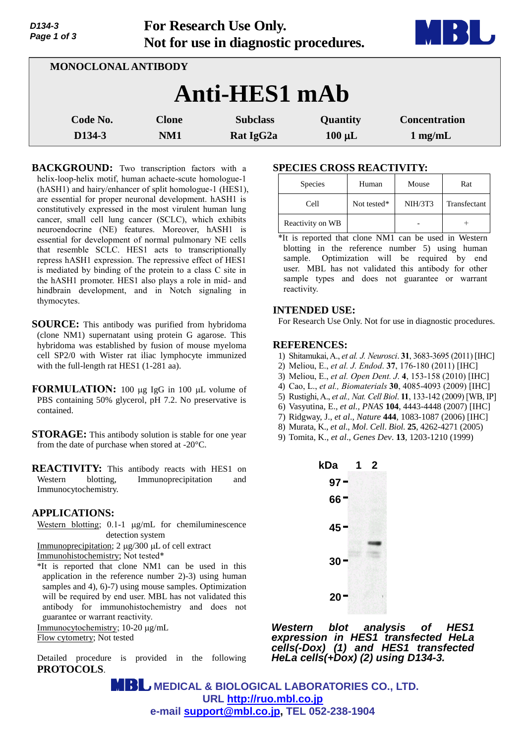For Research Use Only.
Not for use in diagnostic procedures.

MONOCLONAL ANTIBODY

# Anti-HES1 mAb

| Code No. | Clone | Subclass | Quantity | Concentration |
|---|---|---|---|---|
| D134-3 | NM1 | Rat IgG2a | 100 μL | 1 mg/mL |

**BACKGROUND:** Two transcription factors with a helix-loop-helix motif, human achaete-scute homologue-1 (hASH1) and hairy/enhancer of split homologue-1 (HES1), are essential for proper neuronal development. hASH1 is constitutively expressed in the most virulent human lung cancer, small cell lung cancer (SCLC), which exhibits neuroendocrine (NE) features. Moreover, hASH1 is essential for development of normal pulmonary NE cells that resemble SCLC. HES1 acts to transcriptionally repress hASH1 expression. The repressive effect of HES1 is mediated by binding of the protein to a class C site in the hASH1 promoter. HES1 also plays a role in mid- and hindbrain development, and in Notch signaling in thymocytes.

**SOURCE:** This antibody was purified from hybridoma (clone NM1) supernatant using protein G agarose. This hybridoma was established by fusion of mouse myeloma cell SP2/0 with Wister rat iliac lymphocyte immunized with the full-length rat HES1 (1-281 aa).

**FORMULATION:** 100 μg IgG in 100 μL volume of PBS containing 50% glycerol, pH 7.2. No preservative is contained.

**STORAGE:** This antibody solution is stable for one year from the date of purchase when stored at -20°C.

**REACTIVITY:** This antibody reacts with HES1 on Western blotting, Immunoprecipitation and Immunocytochemistry.

**APPLICATIONS:**

Western blotting; 0.1-1 μg/mL for chemiluminescence detection system

Immunoprecipitation; 2 μg/300 μL of cell extract

Immunohistochemistry; Not tested*

*It is reported that clone NM1 can be used in this application in the reference number 2)-3) using human samples and 4), 6)-7) using mouse samples. Optimization will be required by end user. MBL has not validated this antibody for immunohistochemistry and does not guarantee or warrant reactivity.

Immunocytochemistry; 10-20 μg/mL

Flow cytometry; Not tested

Detailed procedure is provided in the following **PROTOCOLS**.

**SPECIES CROSS REACTIVITY:**

| Species | Human | Mouse | Rat |
|---|---|---|---|
| Cell | Not tested* | NIH/3T3 | Transfectant |
| Reactivity on WB | | - | + |

*It is reported that clone NM1 can be used in Western blotting in the reference number 5) using human sample. Optimization will be required by end user. MBL has not validated this antibody for other sample types and does not guarantee or warrant reactivity.

**INTENDED USE:**

For Research Use Only. Not for use in diagnostic procedures.

**REFERENCES:**

1) Shitamukai, A., *et al. J. Neurosci*. **31**, 3683-3695 (2011) [IHC]
2) Meliou, E., *et al. J. Endod*. **37**, 176-180 (2011) [IHC]
3) Meliou, E., *et al. Open Dent. J*. **4**, 153-158 (2010) [IHC]
4) Cao, L., *et al., Biomaterials* **30**, 4085-4093 (2009) [IHC]
5) Rustighi, A., *et al., Nat. Cell Biol*. **11**, 133-142 (2009) [WB, IP]
6) Vasyutina, E., *et al., PNAS* **104**, 4443-4448 (2007) [IHC]
7) Ridgway, J., *et al*., *Nature* **444**, 1083-1087 (2006) [IHC]
8) Murata, K., *et al*., *Mol. Cell. Biol*. **25**, 4262-4271 (2005)
9) Tomita, K., *et al*., *Genes Dev*. **13**, 1203-1210 (1999)

kDa 1 2
97
66
45
30
20

***Western blot analysis of HES1 expression in HES1 transfected HeLa cells(-Dox) (1) and HES1 transfected HeLa cells(+Dox) (2) using D134-3.***

MEDICAL & BIOLOGICAL LABORATORIES CO., LTD.
URL http://ruo.mbl.co.jp
e-mail support@mbl.co.jp, TEL 052-238-1904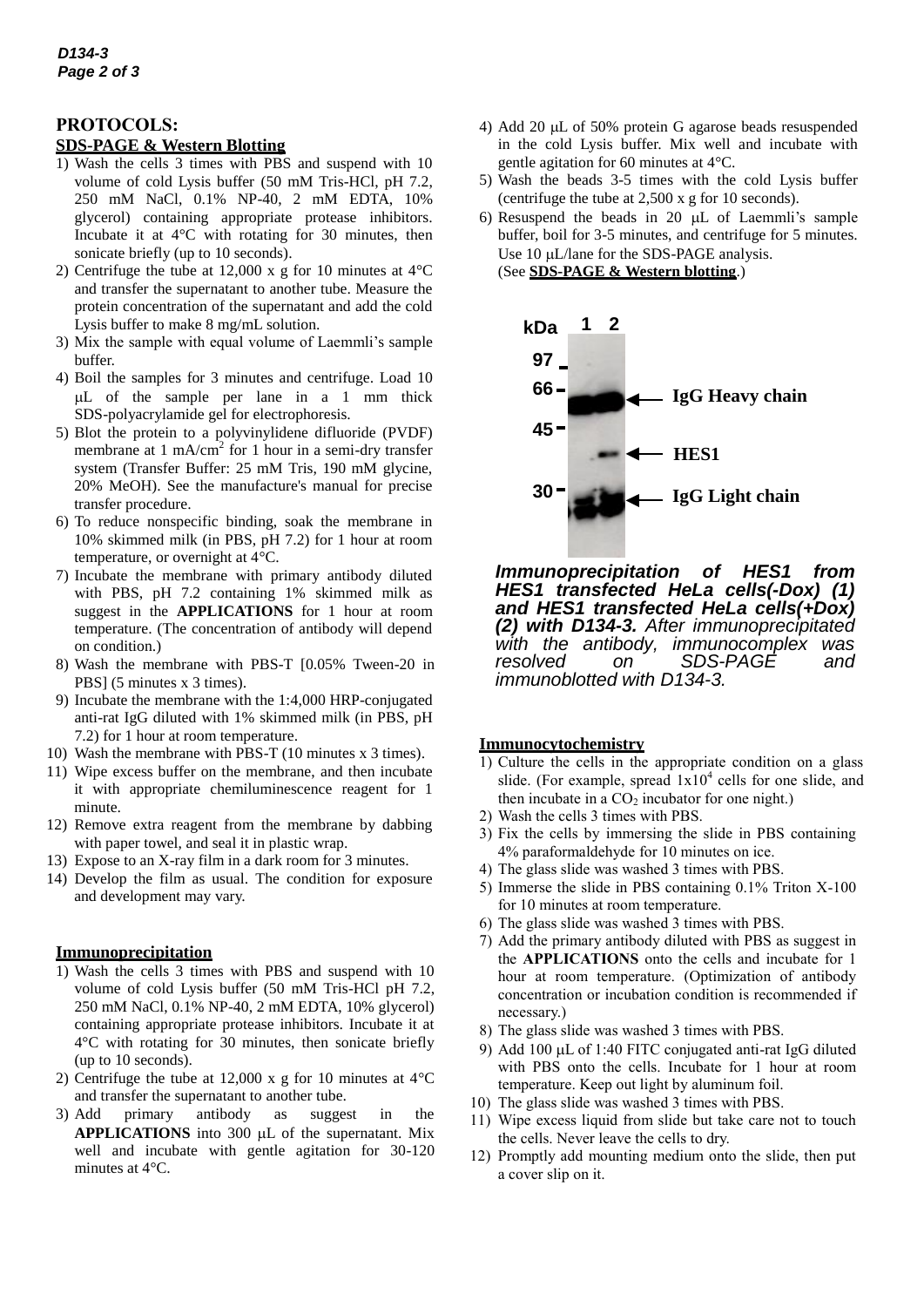## PROTOCOLS:

### SDS-PAGE & Western Blotting

1) Wash the cells 3 times with PBS and suspend with 10 volume of cold Lysis buffer (50 mM Tris-HCl, pH 7.2, 250 mM NaCl, 0.1% NP-40, 2 mM EDTA, 10% glycerol) containing appropriate protease inhibitors. Incubate it at 4°C with rotating for 30 minutes, then sonicate briefly (up to 10 seconds).
2) Centrifuge the tube at 12,000 x g for 10 minutes at 4°C and transfer the supernatant to another tube. Measure the protein concentration of the supernatant and add the cold Lysis buffer to make 8 mg/mL solution.
3) Mix the sample with equal volume of Laemmli's sample buffer.
4) Boil the samples for 3 minutes and centrifuge. Load 10 μL of the sample per lane in a 1 mm thick SDS-polyacrylamide gel for electrophoresis.
5) Blot the protein to a polyvinylidene difluoride (PVDF) membrane at 1 mA/$cm^2$ for 1 hour in a semi-dry transfer system (Transfer Buffer: 25 mM Tris, 190 mM glycine, 20% MeOH). See the manufacture's manual for precise transfer procedure.
6) To reduce nonspecific binding, soak the membrane in 10% skimmed milk (in PBS, pH 7.2) for 1 hour at room temperature, or overnight at 4°C.
7) Incubate the membrane with primary antibody diluted with PBS, pH 7.2 containing 1% skimmed milk as suggest in the **APPLICATIONS** for 1 hour at room temperature. (The concentration of antibody will depend on condition.)
8) Wash the membrane with PBS-T [0.05% Tween-20 in PBS] (5 minutes x 3 times).
9) Incubate the membrane with the 1:4,000 HRP-conjugated anti-rat IgG diluted with 1% skimmed milk (in PBS, pH 7.2) for 1 hour at room temperature.
10) Wash the membrane with PBS-T (10 minutes x 3 times).
11) Wipe excess buffer on the membrane, and then incubate it with appropriate chemiluminescence reagent for 1 minute.
12) Remove extra reagent from the membrane by dabbing with paper towel, and seal it in plastic wrap.
13) Expose to an X-ray film in a dark room for 3 minutes.
14) Develop the film as usual. The condition for exposure and development may vary.

### Immunoprecipitation

1) Wash the cells 3 times with PBS and suspend with 10 volume of cold Lysis buffer (50 mM Tris-HCl pH 7.2, 250 mM NaCl, 0.1% NP-40, 2 mM EDTA, 10% glycerol) containing appropriate protease inhibitors. Incubate it at 4°C with rotating for 30 minutes, then sonicate briefly (up to 10 seconds).
2) Centrifuge the tube at 12,000 x g for 10 minutes at 4°C and transfer the supernatant to another tube.
3) Add primary antibody as suggest in the **APPLICATIONS** into 300 μL of the supernatant. Mix well and incubate with gentle agitation for 30-120 minutes at 4°C.
4) Add 20 μL of 50% protein G agarose beads resuspended in the cold Lysis buffer. Mix well and incubate with gentle agitation for 60 minutes at 4°C.
5) Wash the beads 3-5 times with the cold Lysis buffer (centrifuge the tube at 2,500 x g for 10 seconds).
6) Resuspend the beads in 20 μL of Laemmli's sample buffer, boil for 3-5 minutes, and centrifuge for 5 minutes. Use 10 μL/lane for the SDS-PAGE analysis. (See **SDS-PAGE & Western blotting**.)

kDa 1 2
97
66 — IgG Heavy chain
45
HES1
30 — IgG Light chain

***Immunoprecipitation of HES1 from HES1 transfected HeLa cells(-Dox) (1) and HES1 transfected HeLa cells(+Dox) (2) with D134-3.*** *After immunoprecipitated with the antibody, immunocomplex was resolved on SDS-PAGE and immunoblotted with D134-3.*

### Immunocytochemistry

1) Culture the cells in the appropriate condition on a glass slide. (For example, spread $1x10^4$ cells for one slide, and then incubate in a $CO_2$ incubator for one night.)
2) Wash the cells 3 times with PBS.
3) Fix the cells by immersing the slide in PBS containing 4% paraformaldehyde for 10 minutes on ice.
4) The glass slide was washed 3 times with PBS.
5) Immerse the slide in PBS containing 0.1% Triton X-100 for 10 minutes at room temperature.
6) The glass slide was washed 3 times with PBS.
7) Add the primary antibody diluted with PBS as suggest in the **APPLICATIONS** onto the cells and incubate for 1 hour at room temperature. (Optimization of antibody concentration or incubation condition is recommended if necessary.)
8) The glass slide was washed 3 times with PBS.
9) Add 100 μL of 1:40 FITC conjugated anti-rat IgG diluted with PBS onto the cells. Incubate for 1 hour at room temperature. Keep out light by aluminum foil.
10) The glass slide was washed 3 times with PBS.
11) Wipe excess liquid from slide but take care not to touch the cells. Never leave the cells to dry.
12) Promptly add mounting medium onto the slide, then put a cover slip on it.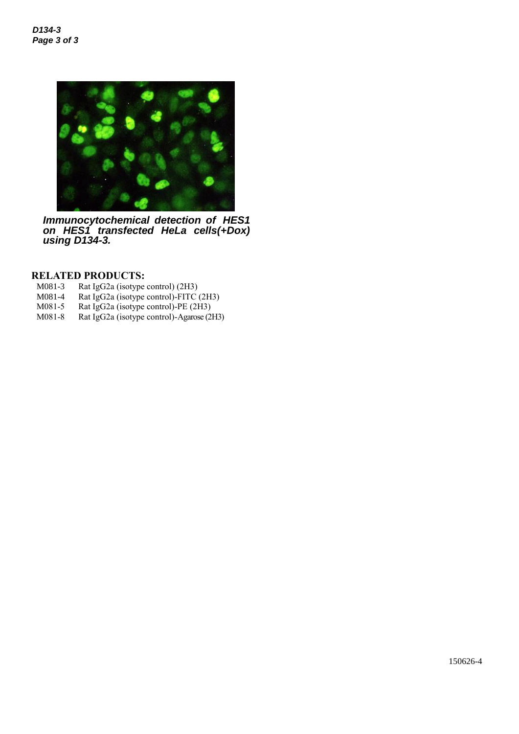*Immunocytochemical detection of HES1 on HES1 transfected HeLa cells(+Dox) using D134-3.*

## RELATED PRODUCTS:

M081-3 Rat IgG2a (isotype control) (2H3)
M081-4 Rat IgG2a (isotype control)-FITC (2H3)
M081-5 Rat IgG2a (isotype control)-PE (2H3)
M081-8 Rat IgG2a (isotype control)-Agarose (2H3)

150626-4